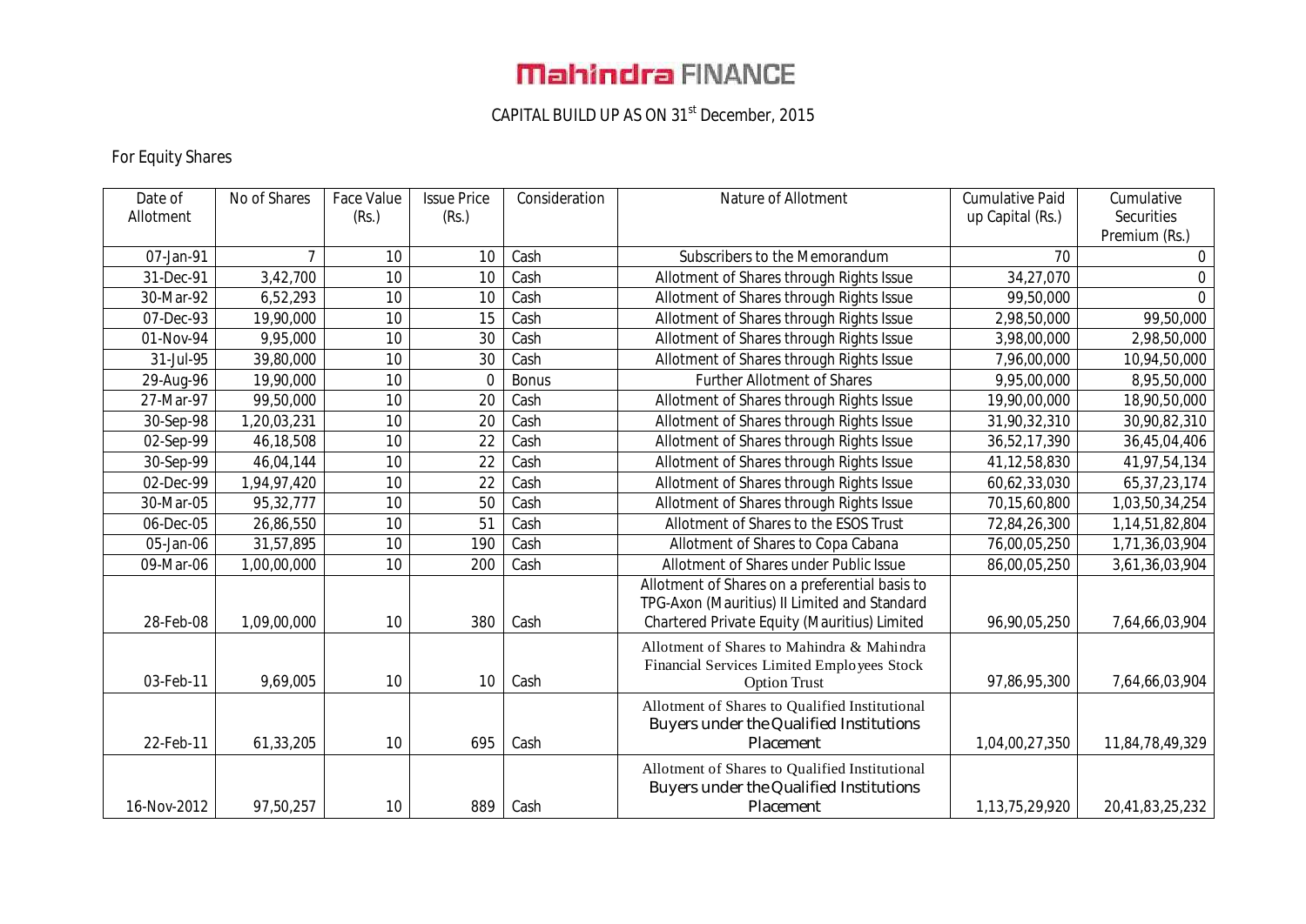# Mahindra FINANCE

## CAPITAL BUILD UP AS ON 31[st] December, 2015

For Equity Shares

| Date of Allotment | No of Shares | Face Value (Rs.) | Issue Price (Rs.) | Consideration | Nature of Allotment | Cumulative Paid up Capital (Rs.) | Cumulative Securities Premium (Rs.) |
|---|---|---|---|---|---|---|---|
| 07-Jan-91 | 7 | 10 | 10 | Cash | Subscribers to the Memorandum | 70 | 0 |
| 31-Dec-91 | 3,42,700 | 10 | 10 | Cash | Allotment of Shares through Rights Issue | 34,27,070 | 0 |
| 30-Mar-92 | 6,52,293 | 10 | 10 | Cash | Allotment of Shares through Rights Issue | 99,50,000 | 0 |
| 07-Dec-93 | 19,90,000 | 10 | 15 | Cash | Allotment of Shares through Rights Issue | 2,98,50,000 | 99,50,000 |
| 01-Nov-94 | 9,95,000 | 10 | 30 | Cash | Allotment of Shares through Rights Issue | 3,98,00,000 | 2,98,50,000 |
| 31-Jul-95 | 39,80,000 | 10 | 30 | Cash | Allotment of Shares through Rights Issue | 7,96,00,000 | 10,94,50,000 |
| 29-Aug-96 | 19,90,000 | 10 | 0 | Bonus | Further Allotment of Shares | 9,95,00,000 | 8,95,50,000 |
| 27-Mar-97 | 99,50,000 | 10 | 20 | Cash | Allotment of Shares through Rights Issue | 19,90,00,000 | 18,90,50,000 |
| 30-Sep-98 | 1,20,03,231 | 10 | 20 | Cash | Allotment of Shares through Rights Issue | 31,90,32,310 | 30,90,82,310 |
| 02-Sep-99 | 46,18,508 | 10 | 22 | Cash | Allotment of Shares through Rights Issue | 36,52,17,390 | 36,45,04,406 |
| 30-Sep-99 | 46,04,144 | 10 | 22 | Cash | Allotment of Shares through Rights Issue | 41,12,58,830 | 41,97,54,134 |
| 02-Dec-99 | 1,94,97,420 | 10 | 22 | Cash | Allotment of Shares through Rights Issue | 60,62,33,030 | 65,37,23,174 |
| 30-Mar-05 | 95,32,777 | 10 | 50 | Cash | Allotment of Shares through Rights Issue | 70,15,60,800 | 1,03,50,34,254 |
| 06-Dec-05 | 26,86,550 | 10 | 51 | Cash | Allotment of Shares to the ESOS Trust | 72,84,26,300 | 1,14,51,82,804 |
| 05-Jan-06 | 31,57,895 | 10 | 190 | Cash | Allotment of Shares to Copa Cabana | 76,00,05,250 | 1,71,36,03,904 |
| 09-Mar-06 | 1,00,00,000 | 10 | 200 | Cash | Allotment of Shares under Public Issue | 86,00,05,250 | 3,61,36,03,904 |
| 28-Feb-08 | 1,09,00,000 | 10 | 380 | Cash | Allotment of Shares on a preferential basis to TPG-Axon (Mauritius) II Limited and Standard Chartered Private Equity (Mauritius) Limited | 96,90,05,250 | 7,64,66,03,904 |
| 03-Feb-11 | 9,69,005 | 10 | 10 | Cash | Allotment of Shares to Mahindra & Mahindra Financial Services Limited Employees Stock Option Trust | 97,86,95,300 | 7,64,66,03,904 |
| 22-Feb-11 | 61,33,205 | 10 | 695 | Cash | Allotment of Shares to Qualified Institutional Buyers under the Qualified Institutions Placement | 1,04,00,27,350 | 11,84,78,49,329 |
| 16-Nov-2012 | 97,50,257 | 10 | 889 | Cash | Allotment of Shares to Qualified Institutional Buyers under the Qualified Institutions Placement | 1,13,75,29,920 | 20,41,83,25,232 |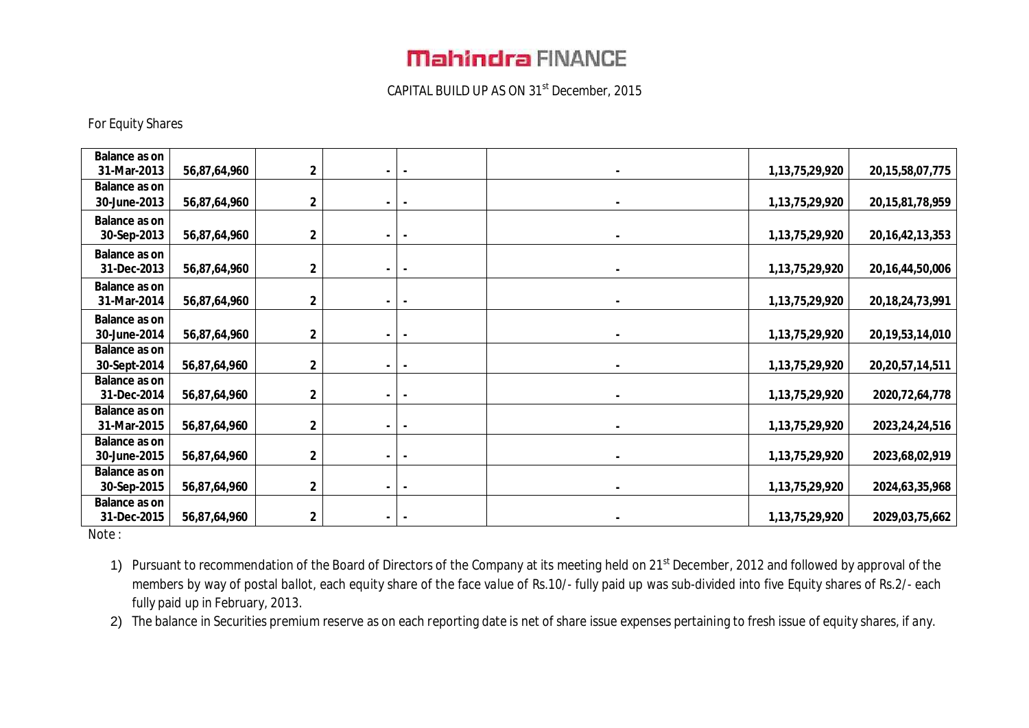# Mahindra FINANCE

CAPITAL BUILD UP AS ON 31st December, 2015

For Equity Shares

| | | | | | | | |
|---|---|---|---|---|---|---|---|
| **Balance as on 31-Mar-2013** | **56,87,64,960** | **2** | **-** | **-** | **-** | **1,13,75,29,920** | **20,15,58,07,775** |
| **Balance as on 30-June-2013** | **56,87,64,960** | **2** | **-** | **-** | **-** | **1,13,75,29,920** | **20,15,81,78,959** |
| **Balance as on 30-Sep-2013** | **56,87,64,960** | **2** | **-** | **-** | **-** | **1,13,75,29,920** | **20,16,42,13,353** |
| **Balance as on 31-Dec-2013** | **56,87,64,960** | **2** | **-** | **-** | **-** | **1,13,75,29,920** | **20,16,44,50,006** |
| **Balance as on 31-Mar-2014** | **56,87,64,960** | **2** | **-** | **-** | **-** | **1,13,75,29,920** | **20,18,24,73,991** |
| **Balance as on 30-June-2014** | **56,87,64,960** | **2** | **-** | **-** | **-** | **1,13,75,29,920** | **20,19,53,14,010** |
| **Balance as on 30-Sept-2014** | **56,87,64,960** | **2** | **-** | **-** | **-** | **1,13,75,29,920** | **20,20,57,14,511** |
| **Balance as on 31-Dec-2014** | **56,87,64,960** | **2** | **-** | **-** | **-** | **1,13,75,29,920** | **2020,72,64,778** |
| **Balance as on 31-Mar-2015** | **56,87,64,960** | **2** | **-** | **-** | **-** | **1,13,75,29,920** | **2023,24,24,516** |
| **Balance as on 30-June-2015** | **56,87,64,960** | **2** | **-** | **-** | **-** | **1,13,75,29,920** | **2023,68,02,919** |
| **Balance as on 30-Sep-2015** | **56,87,64,960** | **2** | **-** | **-** | **-** | **1,13,75,29,920** | **2024,63,35,968** |
| **Balance as on 31-Dec-2015** | **56,87,64,960** | **2** | **-** | **-** | **-** | **1,13,75,29,920** | **2029,03,75,662** |

Note :

1) Pursuant to recommendation of the Board of Directors of the Company at its meeting held on 21st December, 2012 and followed by approval of the members by way of postal ballot, each equity share of the face value of Rs.10/- fully paid up was sub-divided into five Equity shares of Rs.2/- each fully paid up in February, 2013.
2) The balance in Securities premium reserve as on each reporting date is net of share issue expenses pertaining to fresh issue of equity shares, if any.